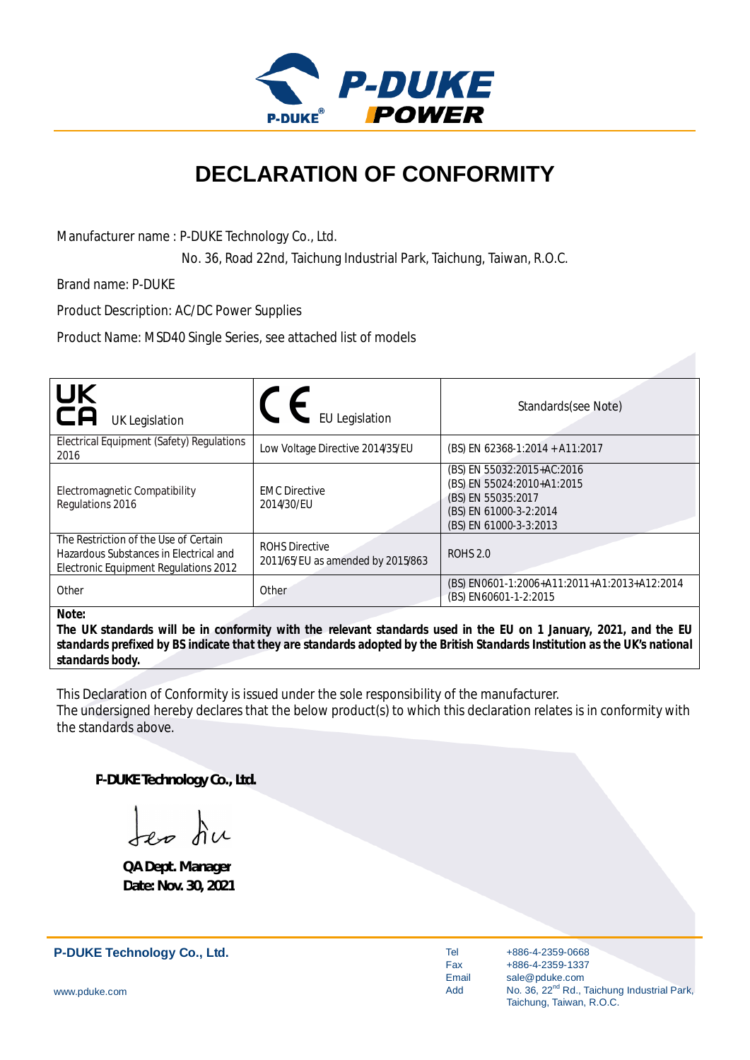P-DUKE POWER

# DECLARATION OF CONFORMITY

Manufacturer name : P-DUKE Technology Co., Ltd.

No. 36, Road 22nd, Taichung Industrial Park, Taichung, Taiwan, R.O.C.

Brand name: P-DUKE

Product Description: AC/DC Power Supplies

Product Name: MSD40 Single Series, see attached list of models

| UKCA UK Legislation | CE EU Legislation | Standards(see Note) |
|---|---|---|
| Electrical Equipment (Safety) Regulations 2016 | Low Voltage Directive 2014/35/EU | (BS) EN 62368-1:2014 + A11:2017 |
| Electromagnetic Compatibility Regulations 2016 | EMC Directive 2014/30/EU | (BS) EN 55032:2015+AC:2016<br>(BS) EN 55024:2010+A1:2015<br>(BS) EN 55035:2017<br>(BS) EN 61000-3-2:2014<br>(BS) EN 61000-3-3:2013 |
| The Restriction of the Use of Certain Hazardous Substances in Electrical and Electronic Equipment Regulations 2012 | ROHS Directive 2011/65/EU as amended by 2015/863 | ROHS 2.0 |
| Other | Other | (BS) EN0601-1:2006+A11:2011+A1:2013+A12:2014<br>(BS) EN60601-1-2:2015 |

**Note:**
***The UK standards will be in conformity with the relevant standards used in the EU on 1 January, 2021, and the EU standards prefixed by BS indicate that they are standards adopted by the British Standards Institution as the UK's national standards body.***

This Declaration of Conformity is issued under the sole responsibility of the manufacturer.
The undersigned hereby declares that the below product(s) to which this declaration relates is in conformity with the standards above.

**P-DUKE Technology Co., Ltd.**

**QA Dept. Manager**
**Date: Nov. 30, 2021**

**P-DUKE Technology Co., Ltd.**

www.pduke.com

Tel +886-4-2359-0668
Fax +886-4-2359-1337
Email sale@pduke.com
Add No. 36, 22nd Rd., Taichung Industrial Park, Taichung, Taiwan, R.O.C.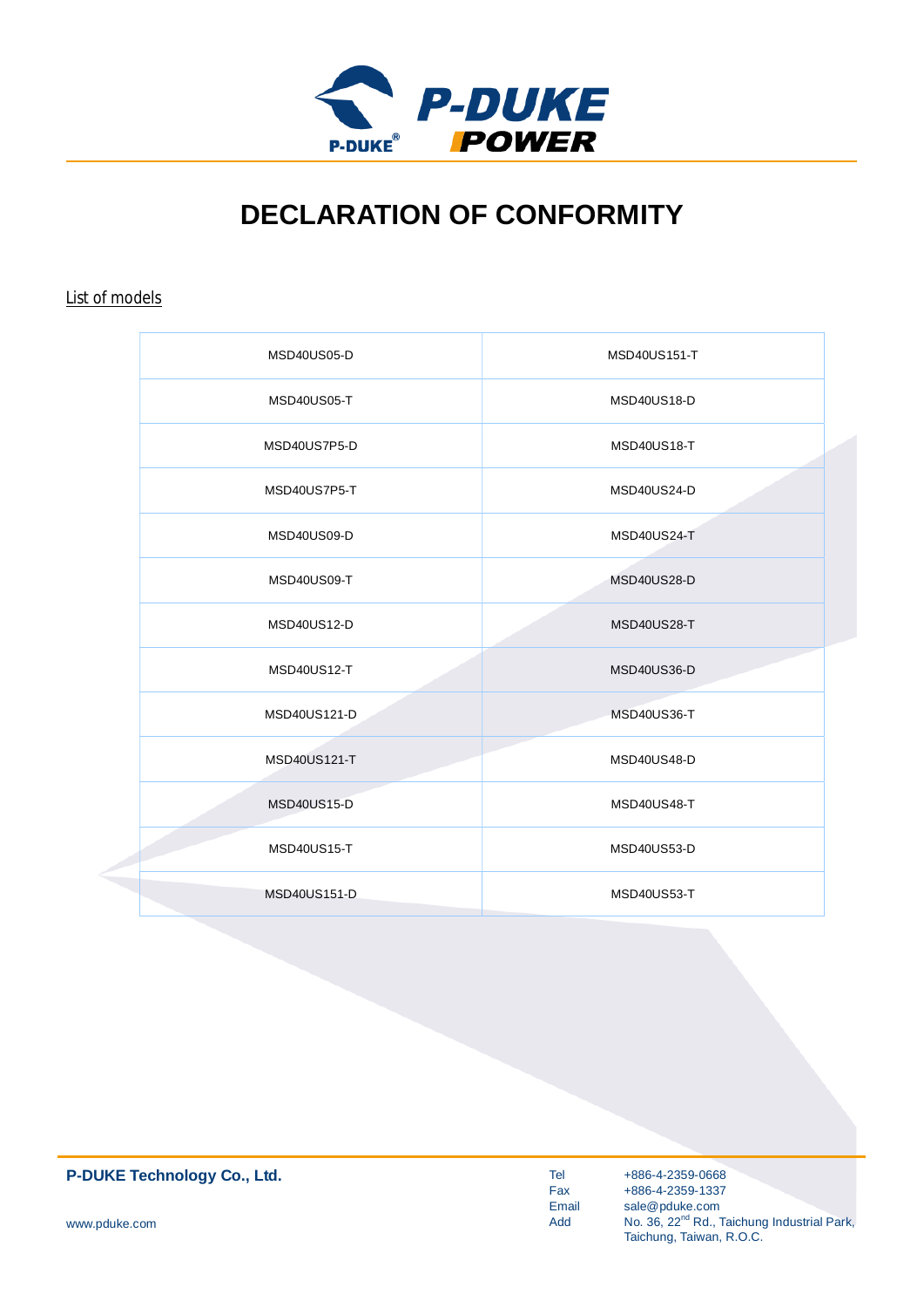# DECLARATION OF CONFORMITY

List of models

| | |
|---|---|
| MSD40US05-D | MSD40US151-T |
| MSD40US05-T | MSD40US18-D |
| MSD40US7P5-D | MSD40US18-T |
| MSD40US7P5-T | MSD40US24-D |
| MSD40US09-D | MSD40US24-T |
| MSD40US09-T | MSD40US28-D |
| MSD40US12-D | MSD40US28-T |
| MSD40US12-T | MSD40US36-D |
| MSD40US121-D | MSD40US36-T |
| MSD40US121-T | MSD40US48-D |
| MSD40US15-D | MSD40US48-T |
| MSD40US15-T | MSD40US53-D |
| MSD40US151-D | MSD40US53-T |

**P-DUKE Technology Co., Ltd.**

www.pduke.com

Tel +886-4-2359-0668
Fax +886-4-2359-1337
Email sale@pduke.com
Add No. 36, 22nd Rd., Taichung Industrial Park, Taichung, Taiwan, R.O.C.